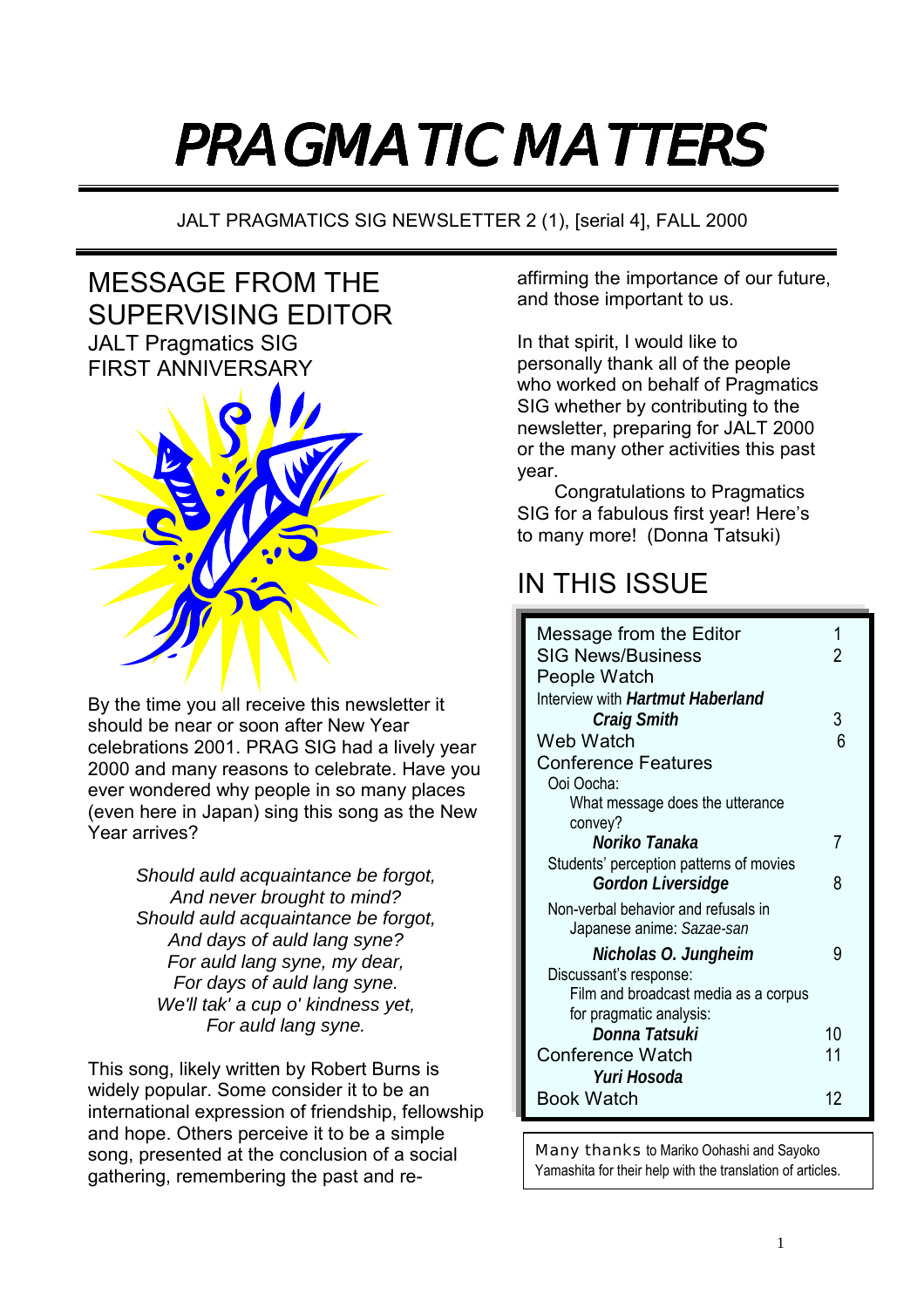# PRAGMATIC MATTERS

JALT PRAGMATICS SIG NEWSLETTER 2 (1), [serial 4], FALL 2000

## MESSAGE FROM THE SUPERVISING EDITOR

JALT Pragmatics SIG
FIRST ANNIVERSARY

By the time you all receive this newsletter it should be near or soon after New Year celebrations 2001. PRAG SIG had a lively year 2000 and many reasons to celebrate. Have you ever wondered why people in so many places (even here in Japan) sing this song as the New Year arrives?

*Should auld acquaintance be forgot,*
*And never brought to mind?*
*Should auld acquaintance be forgot,*
*And days of auld lang syne?*
*For auld lang syne, my dear,*
*For days of auld lang syne.*
*We'll tak' a cup o' kindness yet,*
*For auld lang syne.*

This song, likely written by Robert Burns is widely popular. Some consider it to be an international expression of friendship, fellowship and hope. Others perceive it to be a simple song, presented at the conclusion of a social gathering, remembering the past and re-affirming the importance of our future, and those important to us.

In that spirit, I would like to personally thank all of the people who worked on behalf of Pragmatics SIG whether by contributing to the newsletter, preparing for JALT 2000 or the many other activities this past year.

Congratulations to Pragmatics SIG for a fabulous first year! Here's to many more! (Donna Tatsuki)

## IN THIS ISSUE

| | |
|---|---|
| Message from the Editor | 1 |
| SIG News/Business | 2 |
| People Watch | |
| Interview with ***Hartmut Haberland*** | |
| ***Craig Smith*** | 3 |
| Web Watch | 6 |
| Conference Features | |
| Ooi Oocha: What message does the utterance convey? | |
| ***Noriko Tanaka*** | 7 |
| Students' perception patterns of movies | |
| ***Gordon Liverside*** | 8 |
| Non-verbal behavior and refusals in Japanese anime: *Sazae-san* | |
| ***Nicholas O. Jungheim*** | 9 |
| Discussant's response: Film and broadcast media as a corpus for pragmatic analysis: | |
| ***Donna Tatsuki*** | 10 |
| Conference Watch | 11 |
| ***Yuri Hosoda*** | |
| Book Watch | 12 |

Many thanks to Mariko Oohashi and Sayoko Yamashita for their help with the translation of articles.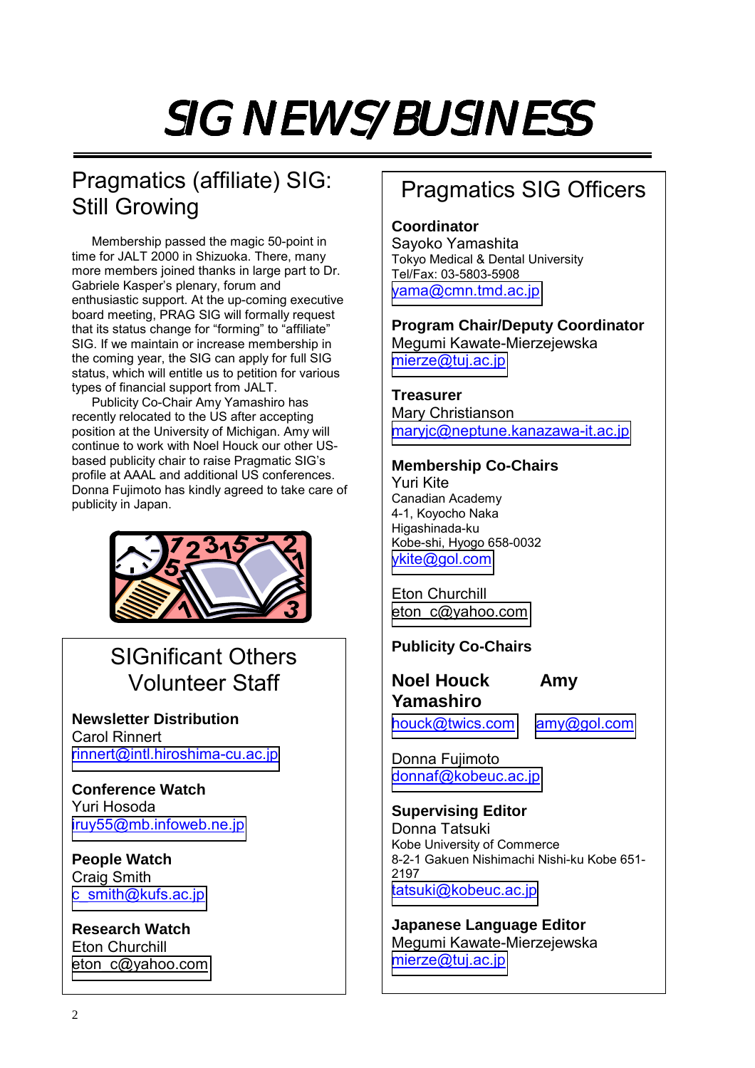# SIG NEWS/BUSINESS

## Pragmatics (affiliate) SIG: Still Growing

Membership passed the magic 50-point in time for JALT 2000 in Shizuoka. There, many more members joined thanks in large part to Dr. Gabriele Kasper's plenary, forum and enthusiastic support. At the up-coming executive board meeting, PRAG SIG will formally request that its status change for "forming" to "affiliate" SIG. If we maintain or increase membership in the coming year, the SIG can apply for full SIG status, which will entitle us to petition for various types of financial support from JALT.

Publicity Co-Chair Amy Yamashiro has recently relocated to the US after accepting position at the University of Michigan. Amy will continue to work with Noel Houck our other US-based publicity chair to raise Pragmatic SIG's profile at AAAL and additional US conferences. Donna Fujimoto has kindly agreed to take care of publicity in Japan.

## SIGnificant Others Volunteer Staff

**Newsletter Distribution**
Carol Rinnert
rinnert@intl.hiroshima-cu.ac.jp

**Conference Watch**
Yuri Hosoda
iruy55@mb.infoweb.ne.jp

**People Watch**
Craig Smith
c_smith@kufs.ac.jp

**Research Watch**
Eton Churchill
eton_c@yahoo.com

## Pragmatics SIG Officers

**Coordinator**
Sayoko Yamashita
Tokyo Medical & Dental University
Tel/Fax: 03-5803-5908
yama@cmn.tmd.ac.jp

**Program Chair/Deputy Coordinator**
Megumi Kawate-Mierzejewska
mierze@tuj.ac.jp

**Treasurer**
Mary Christianson
maryjc@neptune.kanazawa-it.ac.jp

**Membership Co-Chairs**
Yuri Kite
Canadian Academy
4-1, Koyocho Naka
Higashinada-ku
Kobe-shi, Hyogo 658-0032
ykite@gol.com

Eton Churchill
eton_c@yahoo.com

**Publicity Co-Chairs**

**Noel Houck** — houck@twics.com

**Amy Yamashiro** — amy@gol.com

Donna Fujimoto
donnaf@kobeuc.ac.jp

**Supervising Editor**
Donna Tatsuki
Kobe University of Commerce
8-2-1 Gakuen Nishimachi Nishi-ku Kobe 651-2197
tatsuki@kobeuc.ac.jp

**Japanese Language Editor**
Megumi Kawate-Mierzejewska
mierze@tuj.ac.jp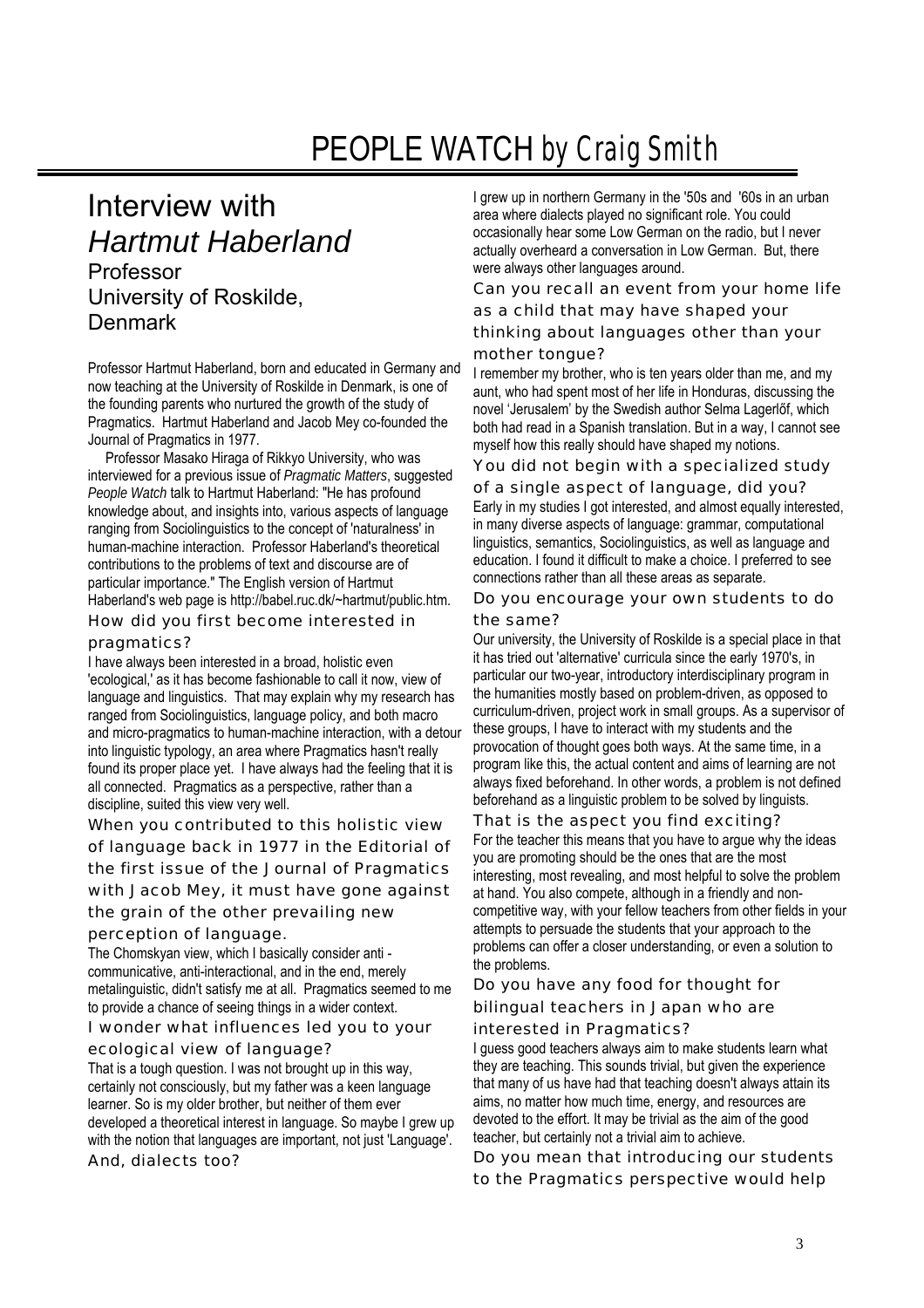# PEOPLE WATCH *by Craig Smith*

## Interview with *Hartmut Haberland*

### Professor
### University of Roskilde, Denmark

Professor Hartmut Haberland, born and educated in Germany and now teaching at the University of Roskilde in Denmark, is one of the founding parents who nurtured the growth of the study of Pragmatics. Hartmut Haberland and Jacob Mey co-founded the Journal of Pragmatics in 1977.

Professor Masako Hiraga of Rikkyo University, who was interviewed for a previous issue of *Pragmatic Matters*, suggested *People Watch* talk to Hartmut Haberland: "He has profound knowledge about, and insights into, various aspects of language ranging from Sociolinguistics to the concept of 'naturalness' in human-machine interaction. Professor Haberland's theoretical contributions to the problems of text and discourse are of particular importance." The English version of Hartmut Haberland's web page is http://babel.ruc.dk/~hartmut/public.htm.

**How did you first become interested in pragmatics?**

I have always been interested in a broad, holistic even 'ecological,' as it has become fashionable to call it now, view of language and linguistics. That may explain why my research has ranged from Sociolinguistics, language policy, and both macro and micro-pragmatics to human-machine interaction, with a detour into linguistic typology, an area where Pragmatics hasn't really found its proper place yet. I have always had the feeling that it is all connected. Pragmatics as a perspective, rather than a discipline, suited this view very well.

**When you contributed to this holistic view of language back in 1977 in the Editorial of the first issue of the Journal of Pragmatics with Jacob Mey, it must have gone against the grain of the other prevailing new perception of language.**

The Chomskyan view, which I basically consider anti - communicative, anti-interactional, and in the end, merely metalinguistic, didn't satisfy me at all. Pragmatics seemed to me to provide a chance of seeing things in a wider context.

**I wonder what influences led you to your ecological view of language?**

That is a tough question. I was not brought up in this way, certainly not consciously, but my father was a keen language learner. So is my older brother, but neither of them ever developed a theoretical interest in language. So maybe I grew up with the notion that languages are important, not just 'Language'.

**And, dialects too?**

I grew up in northern Germany in the '50s and '60s in an urban area where dialects played no significant role. You could occasionally hear some Low German on the radio, but I never actually overheard a conversation in Low German. But, there were always other languages around.

**Can you recall an event from your home life as a child that may have shaped your thinking about languages other than your mother tongue?**

I remember my brother, who is ten years older than me, and my aunt, who had spent most of her life in Honduras, discussing the novel 'Jerusalem' by the Swedish author Selma Lagerlöf, which both had read in a Spanish translation. But in a way, I cannot see myself how this really should have shaped my notions.

**You did not begin with a specialized study of a single aspect of language, did you?**

Early in my studies I got interested, and almost equally interested, in many diverse aspects of language: grammar, computational linguistics, semantics, Sociolinguistics, as well as language and education. I found it difficult to make a choice. I preferred to see connections rather than all these areas as separate.

**Do you encourage your own students to do the same?**

Our university, the University of Roskilde is a special place in that it has tried out 'alternative' curricula since the early 1970's, in particular our two-year, introductory interdisciplinary program in the humanities mostly based on problem-driven, as opposed to curriculum-driven, project work in small groups. As a supervisor of these groups, I have to interact with my students and the provocation of thought goes both ways. At the same time, in a program like this, the actual content and aims of learning are not always fixed beforehand. In other words, a problem is not defined beforehand as a linguistic problem to be solved by linguists.

**That is the aspect you find exciting?**

For the teacher this means that you have to argue why the ideas you are promoting should be the ones that are the most interesting, most revealing, and most helpful to solve the problem at hand. You also compete, although in a friendly and non-competitive way, with your fellow teachers from other fields in your attempts to persuade the students that your approach to the problems can offer a closer understanding, or even a solution to the problems.

**Do you have any food for thought for bilingual teachers in Japan who are interested in Pragmatics?**

I guess good teachers always aim to make students learn what they are teaching. This sounds trivial, but given the experience that many of us have had that teaching doesn't always attain its aims, no matter how much time, energy, and resources are devoted to the effort. It may be trivial as the aim of the good teacher, but certainly not a trivial aim to achieve.

**Do you mean that introducing our students to the Pragmatics perspective would help**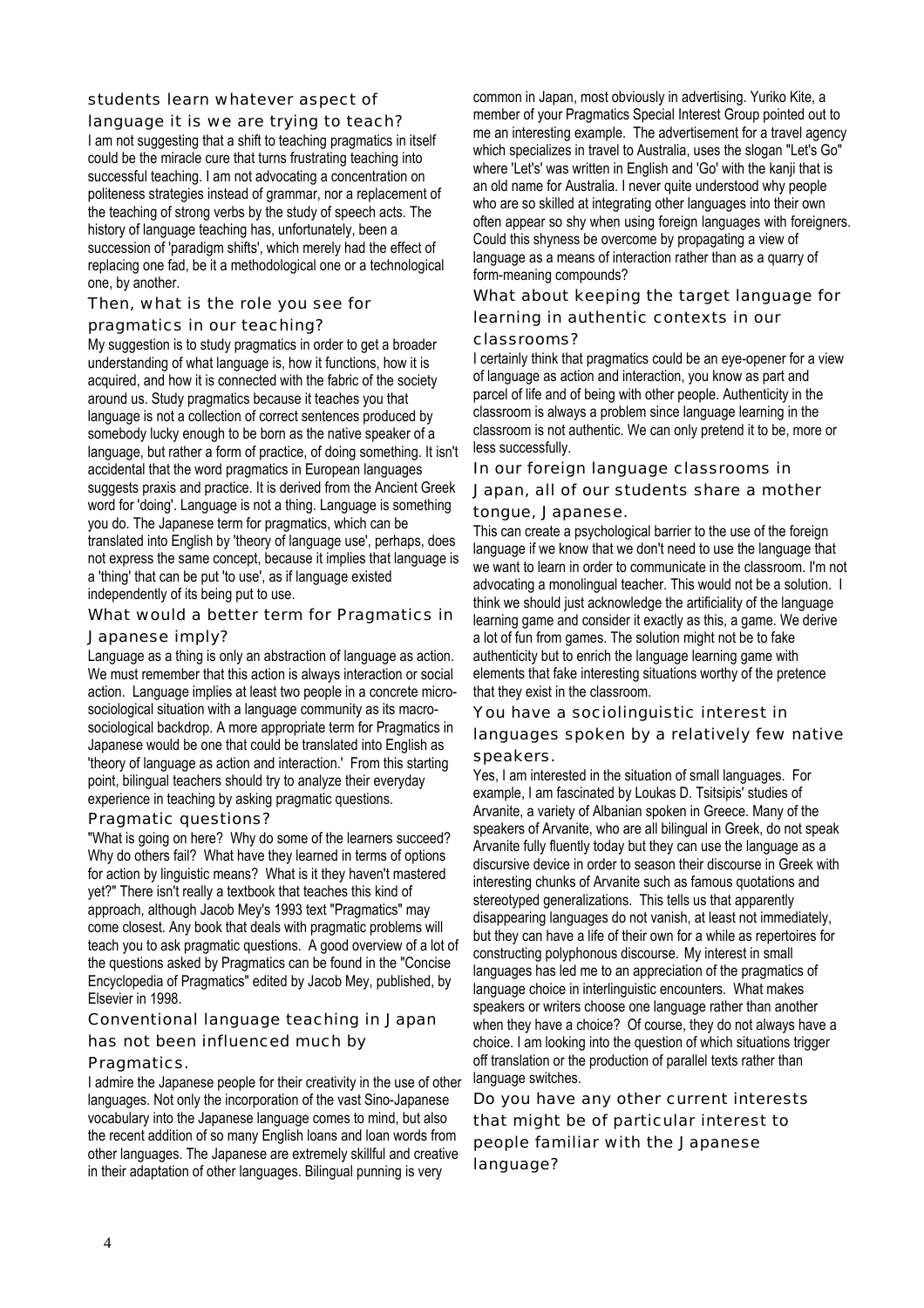### students learn whatever aspect of language it is we are trying to teach?

I am not suggesting that a shift to teaching pragmatics in itself could be the miracle cure that turns frustrating teaching into successful teaching. I am not advocating a concentration on politeness strategies instead of grammar, nor a replacement of the teaching of strong verbs by the study of speech acts. The history of language teaching has, unfortunately, been a succession of 'paradigm shifts', which merely had the effect of replacing one fad, be it a methodological one or a technological one, by another.

### Then, what is the role you see for pragmatics in our teaching?

My suggestion is to study pragmatics in order to get a broader understanding of what language is, how it functions, how it is acquired, and how it is connected with the fabric of the society around us. Study pragmatics because it teaches you that language is not a collection of correct sentences produced by somebody lucky enough to be born as the native speaker of a language, but rather a form of practice, of doing something. It isn't accidental that the word pragmatics in European languages suggests praxis and practice. It is derived from the Ancient Greek word for 'doing'. Language is not a thing. Language is something you do. The Japanese term for pragmatics, which can be translated into English by 'theory of language use', perhaps, does not express the same concept, because it implies that language is a 'thing' that can be put 'to use', as if language existed independently of its being put to use.

### What would a better term for Pragmatics in Japanese imply?

Language as a thing is only an abstraction of language as action. We must remember that this action is always interaction or social action. Language implies at least two people in a concrete micro-sociological situation with a language community as its macro-sociological backdrop. A more appropriate term for Pragmatics in Japanese would be one that could be translated into English as 'theory of language as action and interaction.' From this starting point, bilingual teachers should try to analyze their everyday experience in teaching by asking pragmatic questions.

### Pragmatic questions?

"What is going on here? Why do some of the learners succeed? Why do others fail? What have they learned in terms of options for action by linguistic means? What is it they haven't mastered yet?" There isn't really a textbook that teaches this kind of approach, although Jacob Mey's 1993 text "Pragmatics" may come closest. Any book that deals with pragmatic problems will teach you to ask pragmatic questions. A good overview of a lot of the questions asked by Pragmatics can be found in the "Concise Encyclopedia of Pragmatics" edited by Jacob Mey, published, by Elsevier in 1998.

### Conventional language teaching in Japan has not been influenced much by Pragmatics.

I admire the Japanese people for their creativity in the use of other languages. Not only the incorporation of the vast Sino-Japanese vocabulary into the Japanese language comes to mind, but also the recent addition of so many English loans and loan words from other languages. The Japanese are extremely skillful and creative in their adaptation of other languages. Bilingual punning is very common in Japan, most obviously in advertising. Yuriko Kite, a member of your Pragmatics Special Interest Group pointed out to me an interesting example. The advertisement for a travel agency which specializes in travel to Australia, uses the slogan "Let's Go" where 'Let's' was written in English and 'Go' with the kanji that is an old name for Australia. I never quite understood why people who are so skilled at integrating other languages into their own often appear so shy when using foreign languages with foreigners. Could this shyness be overcome by propagating a view of language as a means of interaction rather than as a quarry of form-meaning compounds?

### What about keeping the target language for learning in authentic contexts in our classrooms?

I certainly think that pragmatics could be an eye-opener for a view of language as action and interaction, you know as part and parcel of life and of being with other people. Authenticity in the classroom is always a problem since language learning in the classroom is not authentic. We can only pretend it to be, more or less successfully.

### In our foreign language classrooms in Japan, all of our students share a mother tongue, Japanese.

This can create a psychological barrier to the use of the foreign language if we know that we don't need to use the language that we want to learn in order to communicate in the classroom. I'm not advocating a monolingual teacher. This would not be a solution. I think we should just acknowledge the artificiality of the language learning game and consider it exactly as this, a game. We derive a lot of fun from games. The solution might not be to fake authenticity but to enrich the language learning game with elements that fake interesting situations worthy of the pretence that they exist in the classroom.

### You have a sociolinguistic interest in languages spoken by a relatively few native speakers.

Yes, I am interested in the situation of small languages. For example, I am fascinated by Loukas D. Tsitsipis' studies of Arvanite, a variety of Albanian spoken in Greece. Many of the speakers of Arvanite, who are all bilingual in Greek, do not speak Arvanite fully fluently today but they can use the language as a discursive device in order to season their discourse in Greek with interesting chunks of Arvanite such as famous quotations and stereotyped generalizations. This tells us that apparently disappearing languages do not vanish, at least not immediately, but they can have a life of their own for a while as repertoires for constructing polyphonous discourse. My interest in small languages has led me to an appreciation of the pragmatics of language choice in interlinguistic encounters. What makes speakers or writers choose one language rather than another when they have a choice? Of course, they do not always have a choice. I am looking into the question of which situations trigger off translation or the production of parallel texts rather than language switches.

### Do you have any other current interests that might be of particular interest to people familiar with the Japanese language?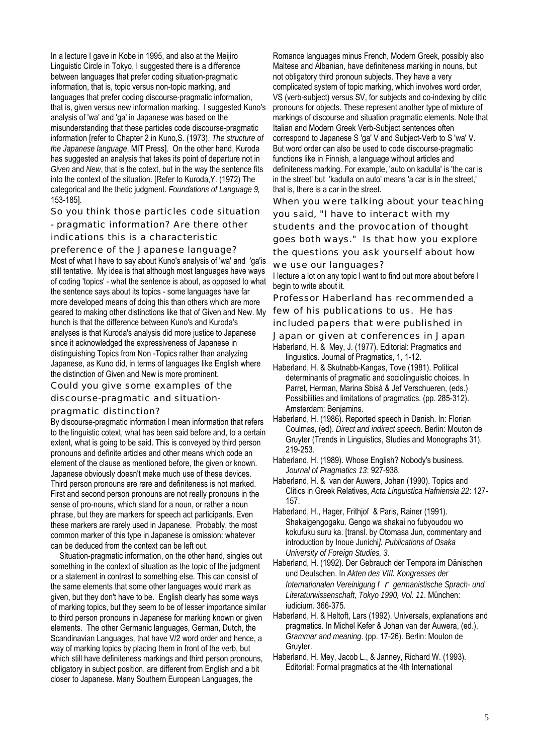In a lecture I gave in Kobe in 1995, and also at the Meijiro Linguistic Circle in Tokyo, I suggested there is a difference between languages that prefer coding situation-pragmatic information, that is, topic versus non-topic marking, and languages that prefer coding discourse-pragmatic information, that is, given versus new information marking. I suggested Kuno's analysis of 'wa' and 'ga' in Japanese was based on the misunderstanding that these particles code discourse-pragmatic information [refer to Chapter 2 in Kuno,S. (1973). *The structure of the Japanese language*. MIT Press]. On the other hand, Kuroda has suggested an analysis that takes its point of departure not in *Given* and *New*, that is the cotext, but in the way the sentence fits into the context of the situation. [Refer to Kuroda,Y. (1972) The categorical and the thetic judgment. *Foundations of Language 9,* 153-185].

### So you think those particles code situation - pragmatic information? Are there other indications this is a characteristic preference of the Japanese language?

Most of what I have to say about Kuno's analysis of 'wa' and 'ga'is still tentative. My idea is that although most languages have ways of coding 'topics' - what the sentence is about, as opposed to what the sentence says about its topics - some languages have far more developed means of doing this than others which are more geared to making other distinctions like that of Given and New. My hunch is that the difference between Kuno's and Kuroda's analyses is that Kuroda's analysis did more justice to Japanese since it acknowledged the expressiveness of Japanese in distinguishing Topics from Non -Topics rather than analyzing Japanese, as Kuno did, in terms of languages like English where the distinction of Given and New is more prominent.

### Could you give some examples of the discourse-pragmatic and situation-pragmatic distinction?

By discourse-pragmatic information I mean information that refers to the linguistic cotext, what has been said before and, to a certain extent, what is going to be said. This is conveyed by third person pronouns and definite articles and other means which code an element of the clause as mentioned before, the given or known. Japanese obviously doesn't make much use of these devices. Third person pronouns are rare and definiteness is not marked. First and second person pronouns are not really pronouns in the sense of pro-nouns, which stand for a noun, or rather a noun phrase, but they are markers for speech act participants. Even these markers are rarely used in Japanese. Probably, the most common marker of this type in Japanese is omission: whatever can be deduced from the context can be left out.

Situation-pragmatic information, on the other hand, singles out something in the context of situation as the topic of the judgment or a statement in contrast to something else. This can consist of the same elements that some other languages would mark as given, but they don't have to be. English clearly has some ways of marking topics, but they seem to be of lesser importance similar to third person pronouns in Japanese for marking known or given elements. The other Germanic languages, German, Dutch, the Scandinavian Languages, that have V/2 word order and hence, a way of marking topics by placing them in front of the verb, but which still have definiteness markings and third person pronouns, obligatory in subject position, are different from English and a bit closer to Japanese. Many Southern European Languages, the Romance languages minus French, Modern Greek, possibly also Maltese and Albanian, have definiteness marking in nouns, but not obligatory third pronoun subjects. They have a very complicated system of topic marking, which involves word order, VS (verb-subject) versus SV, for subjects and co-indexing by clitic pronouns for objects. These represent another type of mixture of markings of discourse and situation pragmatic elements. Note that Italian and Modern Greek Verb-Subject sentences often correspond to Japanese S 'ga' V and Subject-Verb to S 'wa' V. But word order can also be used to code discourse-pragmatic functions like in Finnish, a language without articles and definiteness marking. For example, 'auto on kadulla' is 'the car is in the street' but 'kadulla on auto' means 'a car is in the street,' that is, there is a car in the street.

### When you were talking about your teaching you said, "I have to interact with my students and the provocation of thought goes both ways." Is that how you explore the questions you ask yourself about how we use our languages?

I lecture a lot on any topic I want to find out more about before I begin to write about it.

### Professor Haberland has recommended a few of his publications to us. He has included papers that were published in Japan or given at conferences in Japan

Haberland, H. & Mey, J. (1977). Editorial: Pragmatics and linguistics. Journal of Pragmatics, 1, 1-12.

Haberland, H. & Skutnabb-Kangas, Tove (1981). Political determinants of pragmatic and sociolinguistic choices. In Parret, Herman, Marina Sbisà & Jef Verschueren, (eds.) Possibilities and limitations of pragmatics. (pp. 285-312). Amsterdam: Benjamins.

Haberland, H. (1986). Reported speech in Danish. In: Florian Coulmas, (ed). *Direct and indirect speech*. Berlin: Mouton de Gruyter (Trends in Linguistics, Studies and Monographs 31). 219-253.

Haberland, H. (1989). Whose English? Nobody's business. *Journal of Pragmatics 13*: 927-938.

Haberland, H. & van der Auwera, Johan (1990). Topics and Clitics in Greek Relatives, *Acta Linguistica Hafniensia 22*: 127-157.

Haberland, H., Hager, Frithjof & Paris, Rainer (1991). Shakaigengogaku. Gengo wa shakai no fubyoudou wo kokufuku suru ka. [transl. by Otomasa Jun, commentary and introduction by Inoue Junichi*]. Publications of Osaka University of Foreign Studies, 3*.

Haberland, H. (1992). Der Gebrauch der Tempora im Dänischen und Deutschen. In *Akten des VIII. Kongresses der Internationalen Vereinigung f r germanistische Sprach- und Literaturwissenschaft, Tokyo 1990, Vol. 11*. München: iudicium. 366-375.

Haberland, H. & Heltoft, Lars (1992). Universals, explanations and pragmatics. In Michel Kefer & Johan van der Auwera, (ed.), *Grammar and meaning*. (pp. 17-26). Berlin: Mouton de Gruyter.

Haberland, H. Mey, Jacob L., & Janney, Richard W. (1993). Editorial: Formal pragmatics at the 4th International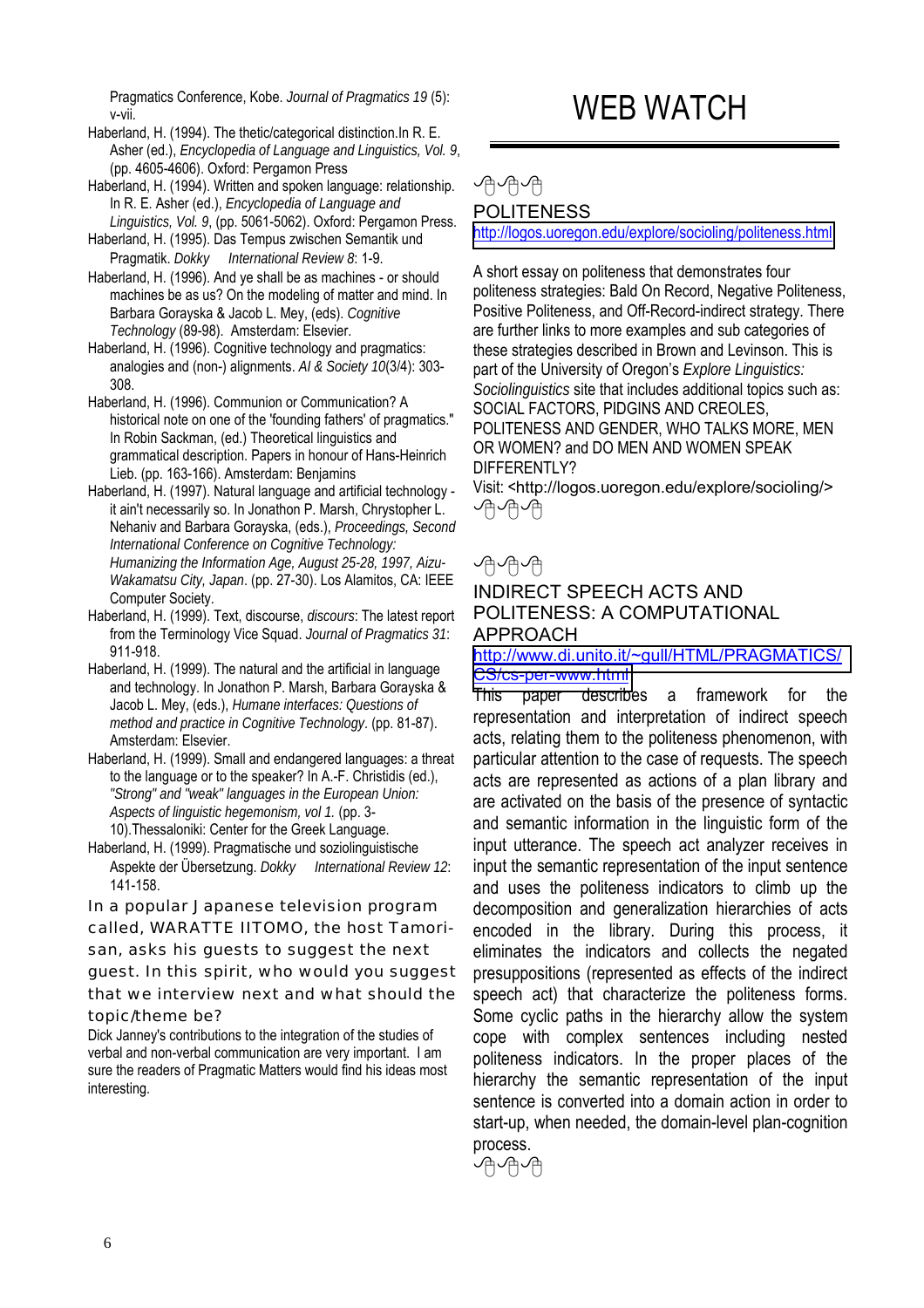Pragmatics Conference, Kobe. *Journal of Pragmatics 19* (5): v-vii.

Haberland, H. (1994). The thetic/categorical distinction.In R. E. Asher (ed.), *Encyclopedia of Language and Linguistics, Vol. 9*, (pp. 4605-4606). Oxford: Pergamon Press

Haberland, H. (1994). Written and spoken language: relationship. In R. E. Asher (ed.), *Encyclopedia of Language and Linguistics, Vol. 9*, (pp. 5061-5062). Oxford: Pergamon Press.

Haberland, H. (1995). Das Tempus zwischen Semantik und Pragmatik. *Dokky International Review 8*: 1-9.

Haberland, H. (1996). And ye shall be as machines - or should machines be as us? On the modeling of matter and mind. In Barbara Gorayska & Jacob L. Mey, (eds). *Cognitive Technology* (89-98). Amsterdam: Elsevier.

Haberland, H. (1996). Cognitive technology and pragmatics: analogies and (non-) alignments. *AI & Society 10*(3/4): 303-308.

Haberland, H. (1996). Communion or Communication? A historical note on one of the 'founding fathers' of pragmatics." In Robin Sackman, (ed.) Theoretical linguistics and grammatical description. Papers in honour of Hans-Heinrich Lieb. (pp. 163-166). Amsterdam: Benjamins

Haberland, H. (1997). Natural language and artificial technology - it ain't necessarily so. In Jonathon P. Marsh, Chrystopher L. Nehaniv and Barbara Gorayska, (eds.), *Proceedings, Second International Conference on Cognitive Technology: Humanizing the Information Age, August 25-28, 1997, Aizu-Wakamatsu City, Japan*. (pp. 27-30). Los Alamitos, CA: IEEE Computer Society.

Haberland, H. (1999). Text, discourse, *discours*: The latest report from the Terminology Vice Squad. *Journal of Pragmatics 31*: 911-918.

Haberland, H. (1999). The natural and the artificial in language and technology. In Jonathon P. Marsh, Barbara Gorayska & Jacob L. Mey, (eds.), *Humane interfaces: Questions of method and practice in Cognitive Technology*. (pp. 81-87). Amsterdam: Elsevier.

Haberland, H. (1999). Small and endangered languages: a threat to the language or to the speaker? In A.-F. Christidis (ed.), *"Strong" and "weak" languages in the European Union: Aspects of linguistic hegemonism, vol 1.* (pp. 3-10).Thessaloniki: Center for the Greek Language.

Haberland, H. (1999). Pragmatische und soziolinguistische Aspekte der Übersetzung. *Dokky International Review 12*: 141-158.

In a popular Japanese television program called, WARATTE IITOMO, the host Tamori-san, asks his guests to suggest the next guest. In this spirit, who would you suggest that we interview next and what should the topic/theme be?

Dick Janney's contributions to the integration of the studies of verbal and non-verbal communication are very important. I am sure the readers of Pragmatic Matters would find his ideas most interesting.

# WEB WATCH

## POLITENESS

http://logos.uoregon.edu/explore/socioling/politeness.html

A short essay on politeness that demonstrates four politeness strategies: Bald On Record, Negative Politeness, Positive Politeness, and Off-Record-indirect strategy. There are further links to more examples and sub categories of these strategies described in Brown and Levinson. This is part of the University of Oregon's *Explore Linguistics: Sociolinguistics* site that includes additional topics such as: SOCIAL FACTORS, PIDGINS AND CREOLES, POLITENESS AND GENDER, WHO TALKS MORE, MEN OR WOMEN? and DO MEN AND WOMEN SPEAK DIFFERENTLY?

Visit: <http://logos.uoregon.edu/explore/socioling/>

## INDIRECT SPEECH ACTS AND POLITENESS: A COMPUTATIONAL APPROACH

http://www.di.unito.it/~gull/HTML/PRAGMATICS/CS/cs-per-www.html

This paper describes a framework for the representation and interpretation of indirect speech acts, relating them to the politeness phenomenon, with particular attention to the case of requests. The speech acts are represented as actions of a plan library and are activated on the basis of the presence of syntactic and semantic information in the linguistic form of the input utterance. The speech act analyzer receives in input the semantic representation of the input sentence and uses the politeness indicators to climb up the decomposition and generalization hierarchies of acts encoded in the library. During this process, it eliminates the indicators and collects the negated presuppositions (represented as effects of the indirect speech act) that characterize the politeness forms. Some cyclic paths in the hierarchy allow the system cope with complex sentences including nested politeness indicators. In the proper places of the hierarchy the semantic representation of the input sentence is converted into a domain action in order to start-up, when needed, the domain-level plan-cognition process.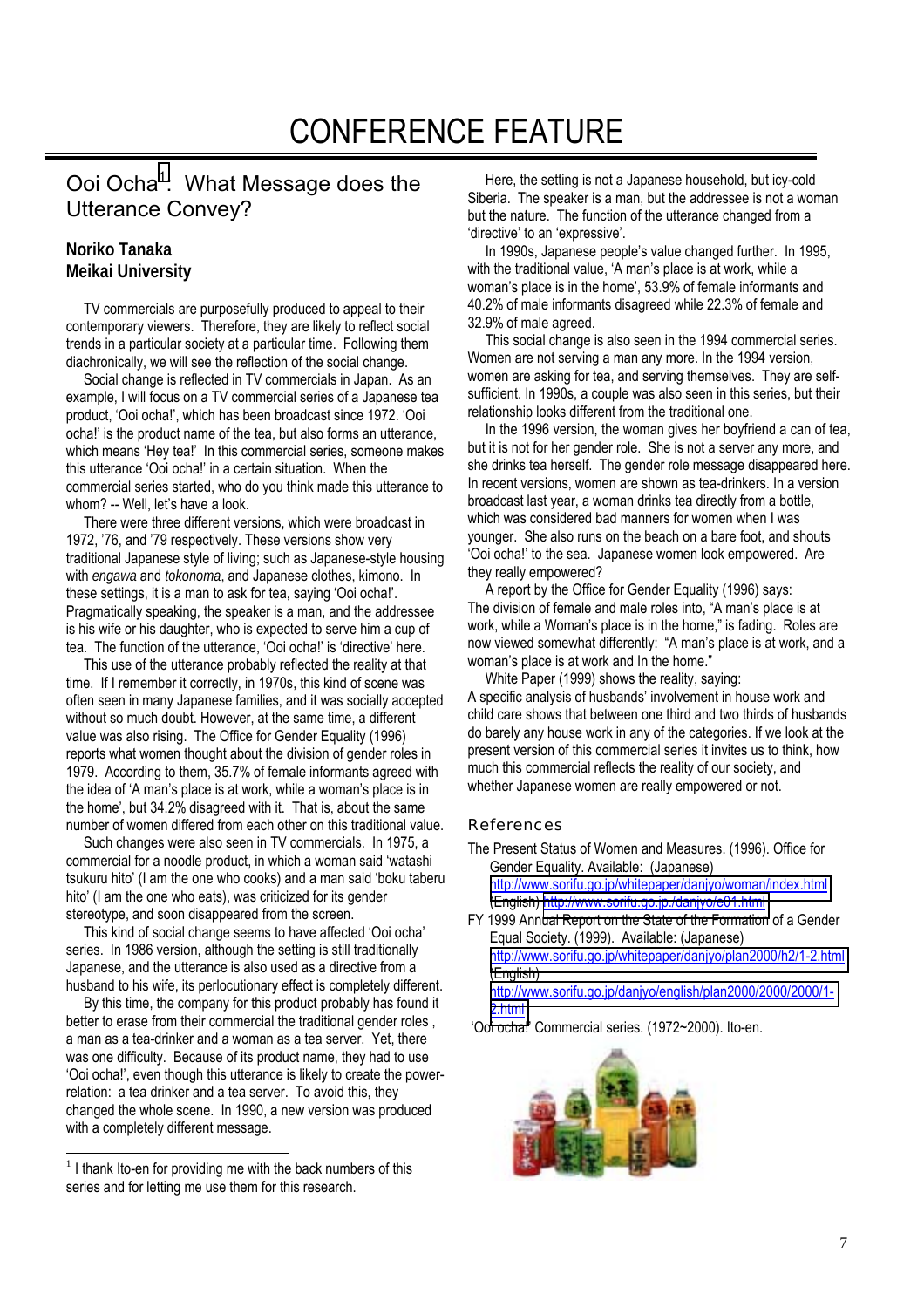# CONFERENCE FEATURE

## Ooi Ocha[1]: What Message does the Utterance Convey?

**Noriko Tanaka**
**Meikai University**

TV commercials are purposefully produced to appeal to their contemporary viewers. Therefore, they are likely to reflect social trends in a particular society at a particular time. Following them diachronically, we will see the reflection of the social change.

Social change is reflected in TV commercials in Japan. As an example, I will focus on a TV commercial series of a Japanese tea product, 'Ooi ocha!', which has been broadcast since 1972. 'Ooi ocha!' is the product name of the tea, but also forms an utterance, which means 'Hey tea!' In this commercial series, someone makes this utterance 'Ooi ocha!' in a certain situation. When the commercial series started, who do you think made this utterance to whom? -- Well, let's have a look.

There were three different versions, which were broadcast in 1972, '76, and '79 respectively. These versions show very traditional Japanese style of living; such as Japanese-style housing with *engawa* and *tokonoma*, and Japanese clothes, kimono. In these settings, it is a man to ask for tea, saying 'Ooi ocha!'. Pragmatically speaking, the speaker is a man, and the addressee is his wife or his daughter, who is expected to serve him a cup of tea. The function of the utterance, 'Ooi ocha!' is 'directive' here.

This use of the utterance probably reflected the reality at that time. If I remember it correctly, in 1970s, this kind of scene was often seen in many Japanese families, and it was socially accepted without so much doubt. However, at the same time, a different value was also rising. The Office for Gender Equality (1996) reports what women thought about the division of gender roles in 1979. According to them, 35.7% of female informants agreed with the idea of 'A man's place is at work, while a woman's place is in the home', but 34.2% disagreed with it. That is, about the same number of women differed from each other on this traditional value.

Such changes were also seen in TV commercials. In 1975, a commercial for a noodle product, in which a woman said 'watashi tsukuru hito' (I am the one who cooks) and a man said 'boku taberu hito' (I am the one who eats), was criticized for its gender stereotype, and soon disappeared from the screen.

This kind of social change seems to have affected 'Ooi ocha' series. In 1986 version, although the setting is still traditionally Japanese, and the utterance is also used as a directive from a husband to his wife, its perlocutionary effect is completely different.

By this time, the company for this product probably has found it better to erase from their commercial the traditional gender roles , a man as a tea-drinker and a woman as a tea server. Yet, there was one difficulty. Because of its product name, they had to use 'Ooi ocha!', even though this utterance is likely to create the power-relation: a tea drinker and a tea server. To avoid this, they changed the whole scene. In 1990, a new version was produced with a completely different message.

Here, the setting is not a Japanese household, but icy-cold Siberia. The speaker is a man, but the addressee is not a woman but the nature. The function of the utterance changed from a 'directive' to an 'expressive'.

In 1990s, Japanese people's value changed further. In 1995, with the traditional value, 'A man's place is at work, while a woman's place is in the home', 53.9% of female informants and 40.2% of male informants disagreed while 22.3% of female and 32.9% of male agreed.

This social change is also seen in the 1994 commercial series. Women are not serving a man any more. In the 1994 version, women are asking for tea, and serving themselves. They are self-sufficient. In 1990s, a couple was also seen in this series, but their relationship looks different from the traditional one.

In the 1996 version, the woman gives her boyfriend a can of tea, but it is not for her gender role. She is not a server any more, and she drinks tea herself. The gender role message disappeared here. In recent versions, women are shown as tea-drinkers. In a version broadcast last year, a woman drinks tea directly from a bottle, which was considered bad manners for women when I was younger. She also runs on the beach on a bare foot, and shouts 'Ooi ocha!' to the sea. Japanese women look empowered. Are they really empowered?

A report by the Office for Gender Equality (1996) says:
The division of female and male roles into, "A man's place is at work, while a Woman's place is in the home," is fading. Roles are now viewed somewhat differently: "A man's place is at work, and a woman's place is at work and In the home."

White Paper (1999) shows the reality, saying:
A specific analysis of husbands' involvement in house work and child care shows that between one third and two thirds of husbands do barely any house work in any of the categories. If we look at the present version of this commercial series it invites us to think, how much this commercial reflects the reality of our society, and whether Japanese women are really empowered or not.

### References

The Present Status of Women and Measures. (1996). Office for Gender Equality. Available: (Japanese) http://www.sorifu.go.jp/whitepaper/danjyo/woman/index.html (English) http://www.sorifu.go.jp/danjyo/e01.html

FY 1999 Annual Report on the State of the Formation of a Gender Equal Society. (1999). Available: (Japanese) http://www.sorifu.go.jp/whitepaper/danjyo/plan2000/h2/1-2.html (English) http://www.sorifu.go.jp/danjyo/english/plan2000/2000/2000/1-2.html

'Ooi ocha!' Commercial series. (1972~2000). Ito-en.

---

[1] I thank Ito-en for providing me with the back numbers of this series and for letting me use them for this research.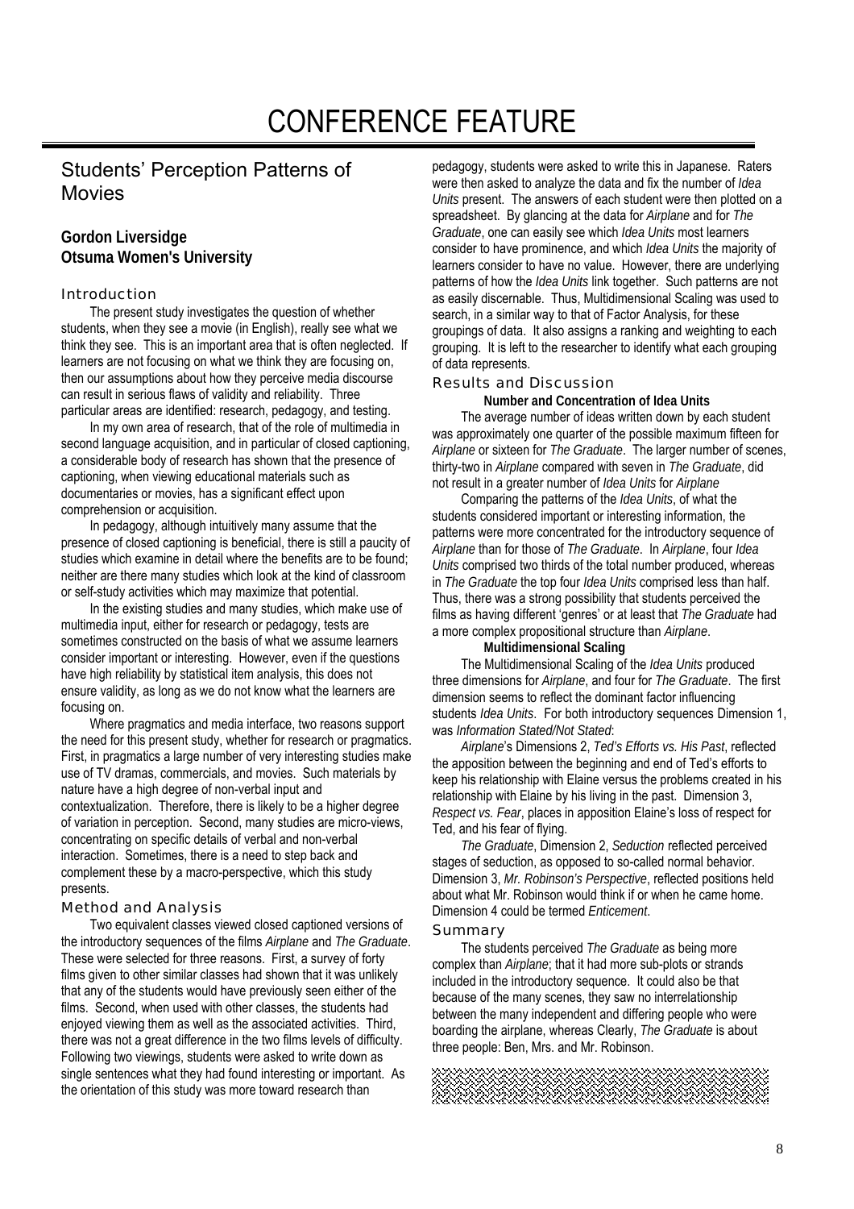# CONFERENCE FEATURE

## Students' Perception Patterns of Movies

**Gordon Liversidge**
**Otsuma Women's University**

### Introduction

The present study investigates the question of whether students, when they see a movie (in English), really see what we think they see. This is an important area that is often neglected. If learners are not focusing on what we think they are focusing on, then our assumptions about how they perceive media discourse can result in serious flaws of validity and reliability. Three particular areas are identified: research, pedagogy, and testing.

In my own area of research, that of the role of multimedia in second language acquisition, and in particular of closed captioning, a considerable body of research has shown that the presence of captioning, when viewing educational materials such as documentaries or movies, has a significant effect upon comprehension or acquisition.

In pedagogy, although intuitively many assume that the presence of closed captioning is beneficial, there is still a paucity of studies which examine in detail where the benefits are to be found; neither are there many studies which look at the kind of classroom or self-study activities which may maximize that potential.

In the existing studies and many studies, which make use of multimedia input, either for research or pedagogy, tests are sometimes constructed on the basis of what we assume learners consider important or interesting. However, even if the questions have high reliability by statistical item analysis, this does not ensure validity, as long as we do not know what the learners are focusing on.

Where pragmatics and media interface, two reasons support the need for this present study, whether for research or pragmatics. First, in pragmatics a large number of very interesting studies make use of TV dramas, commercials, and movies. Such materials by nature have a high degree of non-verbal input and contextualization. Therefore, there is likely to be a higher degree of variation in perception. Second, many studies are micro-views, concentrating on specific details of verbal and non-verbal interaction. Sometimes, there is a need to step back and complement these by a macro-perspective, which this study presents.

### Method and Analysis

Two equivalent classes viewed closed captioned versions of the introductory sequences of the films *Airplane* and *The Graduate*. These were selected for three reasons. First, a survey of forty films given to other similar classes had shown that it was unlikely that any of the students would have previously seen either of the films. Second, when used with other classes, the students had enjoyed viewing them as well as the associated activities. Third, there was not a great difference in the two films levels of difficulty. Following two viewings, students were asked to write down as single sentences what they had found interesting or important. As the orientation of this study was more toward research than pedagogy, students were asked to write this in Japanese. Raters were then asked to analyze the data and fix the number of *Idea Units* present. The answers of each student were then plotted on a spreadsheet. By glancing at the data for *Airplane* and for *The Graduate*, one can easily see which *Idea Units* most learners consider to have prominence, and which *Idea Units* the majority of learners consider to have no value. However, there are underlying patterns of how the *Idea Units* link together. Such patterns are not as easily discernable. Thus, Multidimensional Scaling was used to search, in a similar way to that of Factor Analysis, for these groupings of data. It also assigns a ranking and weighting to each grouping. It is left to the researcher to identify what each grouping of data represents.

### Results and Discussion

**Number and Concentration of Idea Units**

The average number of ideas written down by each student was approximately one quarter of the possible maximum fifteen for *Airplane* or sixteen for *The Graduate*. The larger number of scenes, thirty-two in *Airplane* compared with seven in *The Graduate*, did not result in a greater number of *Idea Units* for *Airplane*

Comparing the patterns of the *Idea Units*, of what the students considered important or interesting information, the patterns were more concentrated for the introductory sequence of *Airplane* than for those of *The Graduate*. In *Airplane*, four *Idea Units* comprised two thirds of the total number produced, whereas in *The Graduate* the top four *Idea Units* comprised less than half. Thus, there was a strong possibility that students perceived the films as having different 'genres' or at least that *The Graduate* had a more complex propositional structure than *Airplane*.

**Multidimensional Scaling**

The Multidimensional Scaling of the *Idea Units* produced three dimensions for *Airplane*, and four for *The Graduate*. The first dimension seems to reflect the dominant factor influencing students *Idea Units*. For both introductory sequences Dimension 1, was *Information Stated/Not Stated*:

*Airplane*'s Dimensions 2, *Ted's Efforts vs. His Past*, reflected the apposition between the beginning and end of Ted's efforts to keep his relationship with Elaine versus the problems created in his relationship with Elaine by his living in the past. Dimension 3, *Respect vs. Fear*, places in apposition Elaine's loss of respect for Ted, and his fear of flying.

*The Graduate*, Dimension 2, *Seduction* reflected perceived stages of seduction, as opposed to so-called normal behavior. Dimension 3, *Mr. Robinson's Perspective*, reflected positions held about what Mr. Robinson would think if or when he came home. Dimension 4 could be termed *Enticement*.

### Summary

The students perceived *The Graduate* as being more complex than *Airplane*; that it had more sub-plots or strands included in the introductory sequence. It could also be that because of the many scenes, they saw no interrelationship between the many independent and differing people who were boarding the airplane, whereas Clearly, *The Graduate* is about three people: Ben, Mrs. and Mr. Robinson.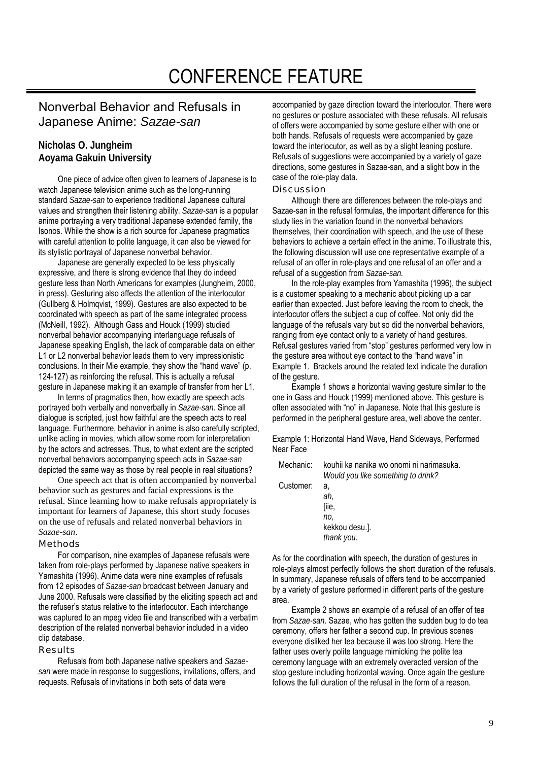# CONFERENCE FEATURE

## Nonverbal Behavior and Refusals in Japanese Anime: *Sazae-san*

**Nicholas O. Jungheim**
**Aoyama Gakuin University**

One piece of advice often given to learners of Japanese is to watch Japanese television anime such as the long-running standard *Sazae-san* to experience traditional Japanese cultural values and strengthen their listening ability. *Sazae-san* is a popular anime portraying a very traditional Japanese extended family, the Isonos. While the show is a rich source for Japanese pragmatics with careful attention to polite language, it can also be viewed for its stylistic portrayal of Japanese nonverbal behavior.

Japanese are generally expected to be less physically expressive, and there is strong evidence that they do indeed gesture less than North Americans for examples (Jungheim, 2000, in press). Gesturing also affects the attention of the interlocutor (Gullberg & Holmqvist, 1999). Gestures are also expected to be coordinated with speech as part of the same integrated process (McNeill, 1992). Although Gass and Houck (1999) studied nonverbal behavior accompanying interlanguage refusals of Japanese speaking English, the lack of comparable data on either L1 or L2 nonverbal behavior leads them to very impressionistic conclusions. In their Mie example, they show the "hand wave" (p. 124-127) as reinforcing the refusal. This is actually a refusal gesture in Japanese making it an example of transfer from her L1.

In terms of pragmatics then, how exactly are speech acts portrayed both verbally and nonverbally in *Sazae-san*. Since all dialogue is scripted, just how faithful are the speech acts to real language. Furthermore, behavior in anime is also carefully scripted, unlike acting in movies, which allow some room for interpretation by the actors and actresses. Thus, to what extent are the scripted nonverbal behaviors accompanying speech acts in *Sazae-san* depicted the same way as those by real people in real situations?

One speech act that is often accompanied by nonverbal behavior such as gestures and facial expressions is the refusal. Since learning how to make refusals appropriately is important for learners of Japanese, this short study focuses on the use of refusals and related nonverbal behaviors in *Sazae-san*.

### Methods

For comparison, nine examples of Japanese refusals were taken from role-plays performed by Japanese native speakers in Yamashita (1996). Anime data were nine examples of refusals from 12 episodes of *Sazae-san* broadcast between January and June 2000. Refusals were classified by the eliciting speech act and the refuser's status relative to the interlocutor. Each interchange was captured to an mpeg video file and transcribed with a verbatim description of the related nonverbal behavior included in a video clip database.

### Results

Refusals from both Japanese native speakers and *Sazae-san* were made in response to suggestions, invitations, offers, and requests. Refusals of invitations in both sets of data were accompanied by gaze direction toward the interlocutor. There were no gestures or posture associated with these refusals. All refusals of offers were accompanied by some gesture either with one or both hands. Refusals of requests were accompanied by gaze toward the interlocutor, as well as by a slight leaning posture. Refusals of suggestions were accompanied by a variety of gaze directions, some gestures in Sazae-san, and a slight bow in the case of the role-play data.

### Discussion

Although there are differences between the role-plays and Sazae-san in the refusal formulas, the important difference for this study lies in the variation found in the nonverbal behaviors themselves, their coordination with speech, and the use of these behaviors to achieve a certain effect in the anime. To illustrate this, the following discussion will use one representative example of a refusal of an offer in role-plays and one refusal of an offer and a refusal of a suggestion from *Sazae-san.*

In the role-play examples from Yamashita (1996), the subject is a customer speaking to a mechanic about picking up a car earlier than expected. Just before leaving the room to check, the interlocutor offers the subject a cup of coffee. Not only did the language of the refusals vary but so did the nonverbal behaviors, ranging from eye contact only to a variety of hand gestures. Refusal gestures varied from "stop" gestures performed very low in the gesture area without eye contact to the "hand wave" in Example 1. Brackets around the related text indicate the duration of the gesture.

Example 1 shows a horizontal waving gesture similar to the one in Gass and Houck (1999) mentioned above. This gesture is often associated with "no" in Japanese. Note that this gesture is performed in the peripheral gesture area, well above the center.

Example 1: Horizontal Hand Wave, Hand Sideways, Performed Near Face

| | |
|---|---|
| Mechanic: | kouhii ka nanika wo onomi ni narimasuka.<br>*Would you like something to drink?* |
| Customer: | a,<br>*ah,*<br>[iie,<br>*no,*<br>kekkou desu.].<br>*thank you*. |

As for the coordination with speech, the duration of gestures in role-plays almost perfectly follows the short duration of the refusals. In summary, Japanese refusals of offers tend to be accompanied by a variety of gesture performed in different parts of the gesture area.

Example 2 shows an example of a refusal of an offer of tea from *Sazae-san*. Sazae, who has gotten the sudden bug to do tea ceremony, offers her father a second cup. In previous scenes everyone disliked her tea because it was too strong. Here the father uses overly polite language mimicking the polite tea ceremony language with an extremely overacted version of the stop gesture including horizontal waving. Once again the gesture follows the full duration of the refusal in the form of a reason.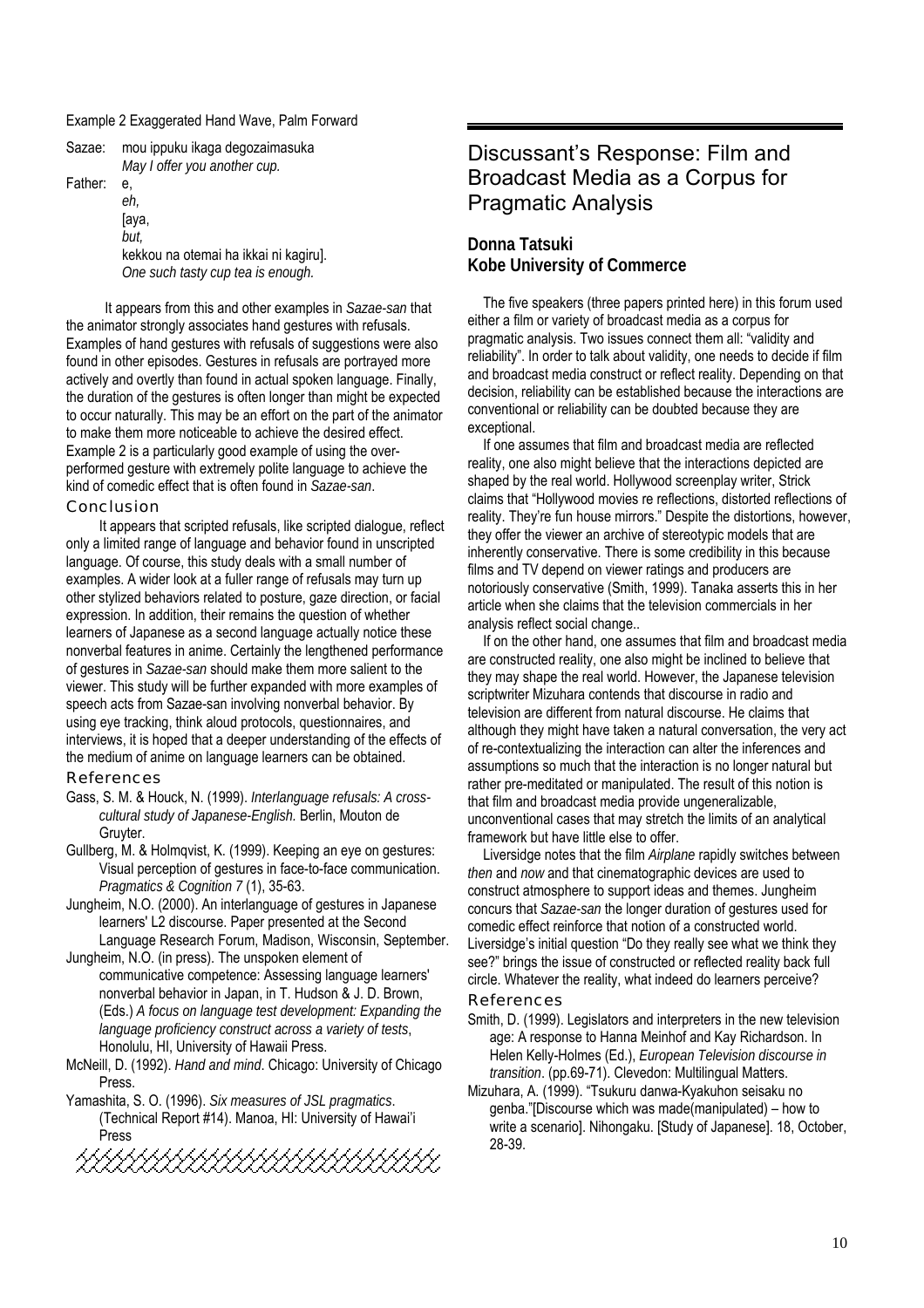Example 2 Exaggerated Hand Wave, Palm Forward

Sazae: mou ippuku ikaga degozaimasuka
*May I offer you another cup.*
Father: e,
*eh,*
[aya,
*but,*
kekkou na otemai ha ikkai ni kagiru].
*One such tasty cup tea is enough.*

It appears from this and other examples in *Sazae-san* that the animator strongly associates hand gestures with refusals. Examples of hand gestures with refusals of suggestions were also found in other episodes. Gestures in refusals are portrayed more actively and overtly than found in actual spoken language. Finally, the duration of the gestures is often longer than might be expected to occur naturally. This may be an effort on the part of the animator to make them more noticeable to achieve the desired effect. Example 2 is a particularly good example of using the over-performed gesture with extremely polite language to achieve the kind of comedic effect that is often found in *Sazae-san*.

### Conclusion

It appears that scripted refusals, like scripted dialogue, reflect only a limited range of language and behavior found in unscripted language. Of course, this study deals with a small number of examples. A wider look at a fuller range of refusals may turn up other stylized behaviors related to posture, gaze direction, or facial expression. In addition, their remains the question of whether learners of Japanese as a second language actually notice these nonverbal features in anime. Certainly the lengthened performance of gestures in *Sazae-san* should make them more salient to the viewer. This study will be further expanded with more examples of speech acts from Sazae-san involving nonverbal behavior. By using eye tracking, think aloud protocols, questionnaires, and interviews, it is hoped that a deeper understanding of the effects of the medium of anime on language learners can be obtained.

### References

Gass, S. M. & Houck, N. (1999). *Interlanguage refusals: A cross-cultural study of Japanese-English.* Berlin, Mouton de Gruyter.

Gullberg, M. & Holmqvist, K. (1999). Keeping an eye on gestures: Visual perception of gestures in face-to-face communication. *Pragmatics & Cognition 7* (1), 35-63.

Jungheim, N.O. (2000). An interlanguage of gestures in Japanese learners' L2 discourse. Paper presented at the Second Language Research Forum, Madison, Wisconsin, September.

Jungheim, N.O. (in press). The unspoken element of communicative competence: Assessing language learners' nonverbal behavior in Japan, in T. Hudson & J. D. Brown, (Eds.) *A focus on language test development: Expanding the language proficiency construct across a variety of tests*, Honolulu, HI, University of Hawaii Press.

McNeill, D. (1992). *Hand and mind*. Chicago: University of Chicago Press.

Yamashita, S. O. (1996). *Six measures of JSL pragmatics*. (Technical Report #14). Manoa, HI: University of Hawai'i Press

## Discussant's Response: Film and Broadcast Media as a Corpus for Pragmatic Analysis

**Donna Tatsuki**
**Kobe University of Commerce**

The five speakers (three papers printed here) in this forum used either a film or variety of broadcast media as a corpus for pragmatic analysis. Two issues connect them all: "validity and reliability". In order to talk about validity, one needs to decide if film and broadcast media construct or reflect reality. Depending on that decision, reliability can be established because the interactions are conventional or reliability can be doubted because they are exceptional.

If one assumes that film and broadcast media are reflected reality, one also might believe that the interactions depicted are shaped by the real world. Hollywood screenplay writer, Strick claims that "Hollywood movies re reflections, distorted reflections of reality. They're fun house mirrors." Despite the distortions, however, they offer the viewer an archive of stereotypic models that are inherently conservative. There is some credibility in this because films and TV depend on viewer ratings and producers are notoriously conservative (Smith, 1999). Tanaka asserts this in her article when she claims that the television commercials in her analysis reflect social change..

If on the other hand, one assumes that film and broadcast media are constructed reality, one also might be inclined to believe that they may shape the real world. However, the Japanese television scriptwriter Mizuhara contends that discourse in radio and television are different from natural discourse. He claims that although they might have taken a natural conversation, the very act of re-contextualizing the interaction can alter the inferences and assumptions so much that the interaction is no longer natural but rather pre-meditated or manipulated. The result of this notion is that film and broadcast media provide ungeneralizable, unconventional cases that may stretch the limits of an analytical framework but have little else to offer.

Liversidge notes that the film *Airplane* rapidly switches between *then* and *now* and that cinematographic devices are used to construct atmosphere to support ideas and themes. Jungheim concurs that *Sazae-san* the longer duration of gestures used for comedic effect reinforce that notion of a constructed world. Liversidge's initial question "Do they really see what we think they see?" brings the issue of constructed or reflected reality back full circle. Whatever the reality, what indeed do learners perceive?

### References

Smith, D. (1999). Legislators and interpreters in the new television age: A response to Hanna Meinhof and Kay Richardson. In Helen Kelly-Holmes (Ed.), *European Television discourse in transition*. (pp.69-71). Clevedon: Multilingual Matters.

Mizuhara, A. (1999). "Tsukuru danwa-Kyakuhon seisaku no genba."[Discourse which was made(manipulated) – how to write a scenario]. Nihongaku. [Study of Japanese]. 18, October, 28-39.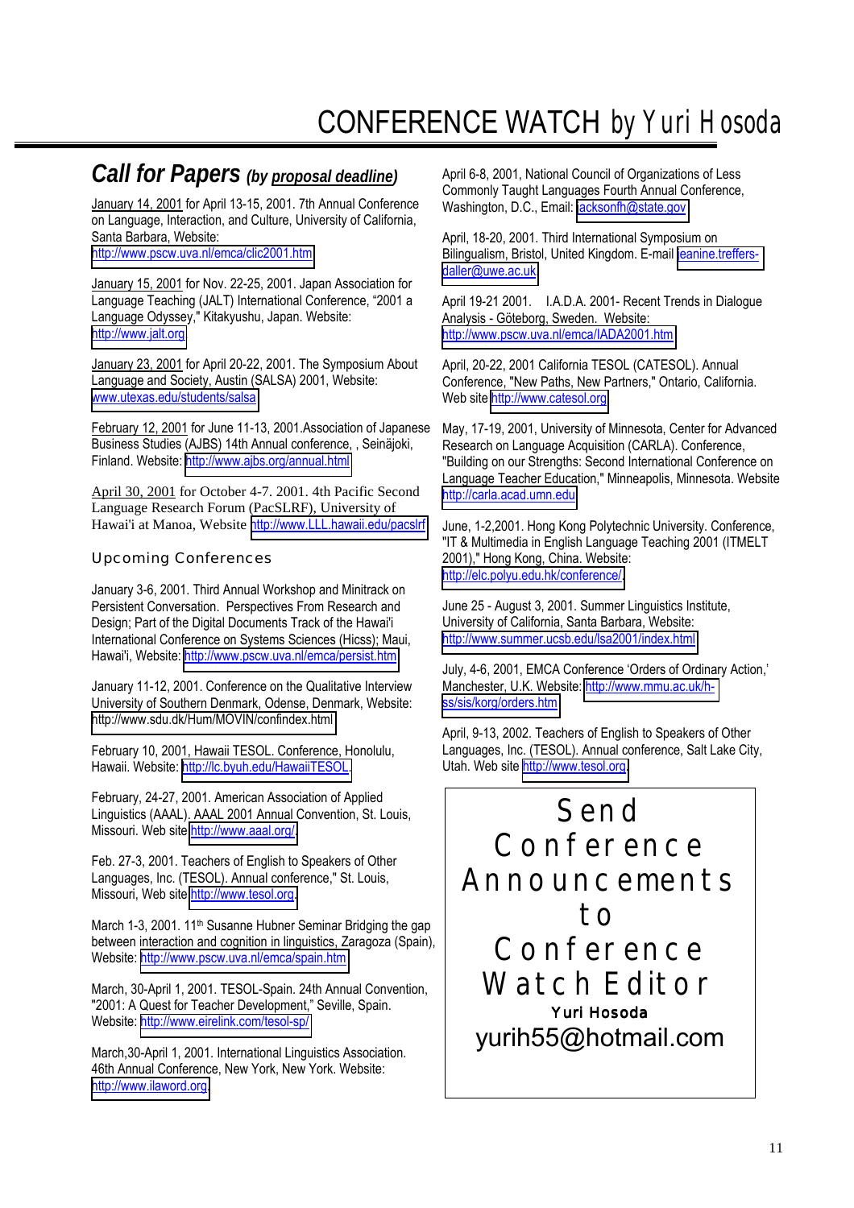# CONFERENCE WATCH *by Yuri Hosoda*

## *Call for Papers* *(by proposal deadline)*

January 14, 2001 for April 13-15, 2001. 7th Annual Conference on Language, Interaction, and Culture, University of California, Santa Barbara, Website: http://www.pscw.uva.nl/emca/clic2001.htm

January 15, 2001 for Nov. 22-25, 2001. Japan Association for Language Teaching (JALT) International Conference, "2001 a Language Odyssey," Kitakyushu, Japan. Website: http://www.jalt.org

January 23, 2001 for April 20-22, 2001. The Symposium About Language and Society, Austin (SALSA) 2001, Website: www.utexas.edu/students/salsa

February 12, 2001 for June 11-13, 2001.Association of Japanese Business Studies (AJBS) 14th Annual conference, , Seinäjoki, Finland. Website: http://www.ajbs.org/annual.html

April 30, 2001 for October 4-7. 2001. 4th Pacific Second Language Research Forum (PacSLRF), University of Hawai'i at Manoa, Website http://www.LLL.hawaii.edu/pacslrf

### Upcoming Conferences

January 3-6, 2001. Third Annual Workshop and Minitrack on Persistent Conversation. Perspectives From Research and Design; Part of the Digital Documents Track of the Hawai'i International Conference on Systems Sciences (Hicss); Maui, Hawai'i, Website: http://www.pscw.uva.nl/emca/persist.htm

January 11-12, 2001. Conference on the Qualitative Interview University of Southern Denmark, Odense, Denmark, Website: http://www.sdu.dk/Hum/MOVIN/confindex.html

February 10, 2001, Hawaii TESOL. Conference, Honolulu, Hawaii. Website: http://lc.byuh.edu/HawaiiTESOL.

February, 24-27, 2001. American Association of Applied Linguistics (AAAL). AAAL 2001 Annual Convention, St. Louis, Missouri. Web site http://www.aaal.org/.

Feb. 27-3, 2001. Teachers of English to Speakers of Other Languages, Inc. (TESOL). Annual conference," St. Louis, Missouri, Web site http://www.tesol.org.

March 1-3, 2001. 11th Susanne Hubner Seminar Bridging the gap between interaction and cognition in linguistics, Zaragoza (Spain), Website: http://www.pscw.uva.nl/emca/spain.htm

March, 30-April 1, 2001. TESOL-Spain. 24th Annual Convention, "2001: A Quest for Teacher Development," Seville, Spain. Website: http://www.eirelink.com/tesol-sp/

March,30-April 1, 2001. International Linguistics Association. 46th Annual Conference, New York, New York. Website: http://www.ilaword.org

April 6-8, 2001, National Council of Organizations of Less Commonly Taught Languages Fourth Annual Conference, Washington, D.C., Email: jacksonfh@state.gov

April, 18-20, 2001. Third International Symposium on Bilingualism, Bristol, United Kingdom. E-mail jeanine.treffers-daller@uwe.ac.uk

April 19-21 2001. I.A.D.A. 2001- Recent Trends in Dialogue Analysis - Göteborg, Sweden. Website: http://www.pscw.uva.nl/emca/IADA2001.htm

April, 20-22, 2001 California TESOL (CATESOL). Annual Conference, "New Paths, New Partners," Ontario, California. Web site http://www.catesol.org

May, 17-19, 2001, University of Minnesota, Center for Advanced Research on Language Acquisition (CARLA). Conference, "Building on our Strengths: Second International Conference on Language Teacher Education," Minneapolis, Minnesota. Website http://carla.acad.umn.edu

June, 1-2,2001. Hong Kong Polytechnic University. Conference, "IT & Multimedia in English Language Teaching 2001 (ITMELT 2001)," Hong Kong, China. Website: http://elc.polyu.edu.hk/conference/.

June 25 - August 3, 2001. Summer Linguistics Institute, University of California, Santa Barbara, Website: http://www.summer.ucsb.edu/lsa2001/index.html

July, 4-6, 2001, EMCA Conference 'Orders of Ordinary Action,' Manchester, U.K. Website: http://www.mmu.ac.uk/h-ss/sis/korg/orders.htm

April, 9-13, 2002. Teachers of English to Speakers of Other Languages, Inc. (TESOL). Annual conference, Salt Lake City, Utah. Web site http://www.tesol.org.

**Send Conference Announcements to Conference Watch Editor**

**Yuri Hosoda**

**yurih55@hotmail.com**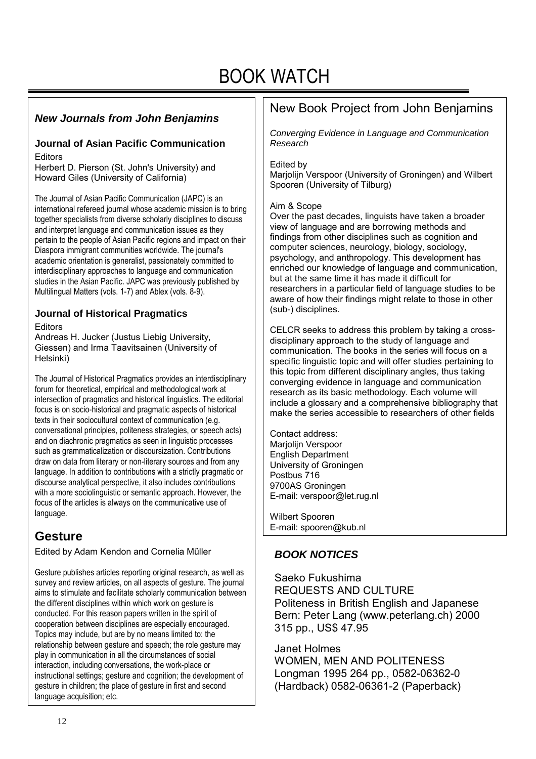# BOOK WATCH

## *New Journals from John Benjamins*

### Journal of Asian Pacific Communication

Editors
Herbert D. Pierson (St. John's University) and Howard Giles (University of California)

The Journal of Asian Pacific Communication (JAPC) is an international refereed journal whose academic mission is to bring together specialists from diverse scholarly disciplines to discuss and interpret language and communication issues as they pertain to the people of Asian Pacific regions and impact on their Diaspora immigrant communities worldwide. The journal's academic orientation is generalist, passionately committed to interdisciplinary approaches to language and communication studies in the Asian Pacific. JAPC was previously published by Multilingual Matters (vols. 1-7) and Ablex (vols. 8-9).

### Journal of Historical Pragmatics

Editors
Andreas H. Jucker (Justus Liebig University, Giessen) and Irma Taavitsainen (University of Helsinki)

The Journal of Historical Pragmatics provides an interdisciplinary forum for theoretical, empirical and methodological work at intersection of pragmatics and historical linguistics. The editorial focus is on socio-historical and pragmatic aspects of historical texts in their sociocultural context of communication (e.g. conversational principles, politeness strategies, or speech acts) and on diachronic pragmatics as seen in linguistic processes such as grammaticalization or discoursization. Contributions draw on data from literary or non-literary sources and from any language. In addition to contributions with a strictly pragmatic or discourse analytical perspective, it also includes contributions with a more sociolinguistic or semantic approach. However, the focus of the articles is always on the communicative use of language.

## Gesture

Edited by Adam Kendon and Cornelia Műller

Gesture publishes articles reporting original research, as well as survey and review articles, on all aspects of gesture. The journal aims to stimulate and facilitate scholarly communication between the different disciplines within which work on gesture is conducted. For this reason papers written in the spirit of cooperation between disciplines are especially encouraged. Topics may include, but are by no means limited to: the relationship between gesture and speech; the role gesture may play in communication in all the circumstances of social interaction, including conversations, the work-place or instructional settings; gesture and cognition; the development of gesture in children; the place of gesture in first and second language acquisition; etc.

## New Book Project from John Benjamins

*Converging Evidence in Language and Communication Research*

Edited by
Marjolijn Verspoor (University of Groningen) and Wilbert Spooren (University of Tilburg)

Aim & Scope
Over the past decades, linguists have taken a broader view of language and are borrowing methods and findings from other disciplines such as cognition and computer sciences, neurology, biology, sociology, psychology, and anthropology. This development has enriched our knowledge of language and communication, but at the same time it has made it difficult for researchers in a particular field of language studies to be aware of how their findings might relate to those in other (sub-) disciplines.

CELCR seeks to address this problem by taking a cross-disciplinary approach to the study of language and communication. The books in the series will focus on a specific linguistic topic and will offer studies pertaining to this topic from different disciplinary angles, thus taking converging evidence in language and communication research as its basic methodology. Each volume will include a glossary and a comprehensive bibliography that make the series accessible to researchers of other fields

Contact address:
Marjolijn Verspoor
English Department
University of Groningen
Postbus 716
9700AS Groningen
E-mail: verspoor@let.rug.nl

Wilbert Spooren
E-mail: spooren@kub.nl

## *BOOK NOTICES*

Saeko Fukushima
REQUESTS AND CULTURE
Politeness in British English and Japanese
Bern: Peter Lang (www.peterlang.ch) 2000
315 pp., US$ 47.95

Janet Holmes
WOMEN, MEN AND POLITENESS
Longman 1995 264 pp., 0582-06362-0 (Hardback) 0582-06361-2 (Paperback)